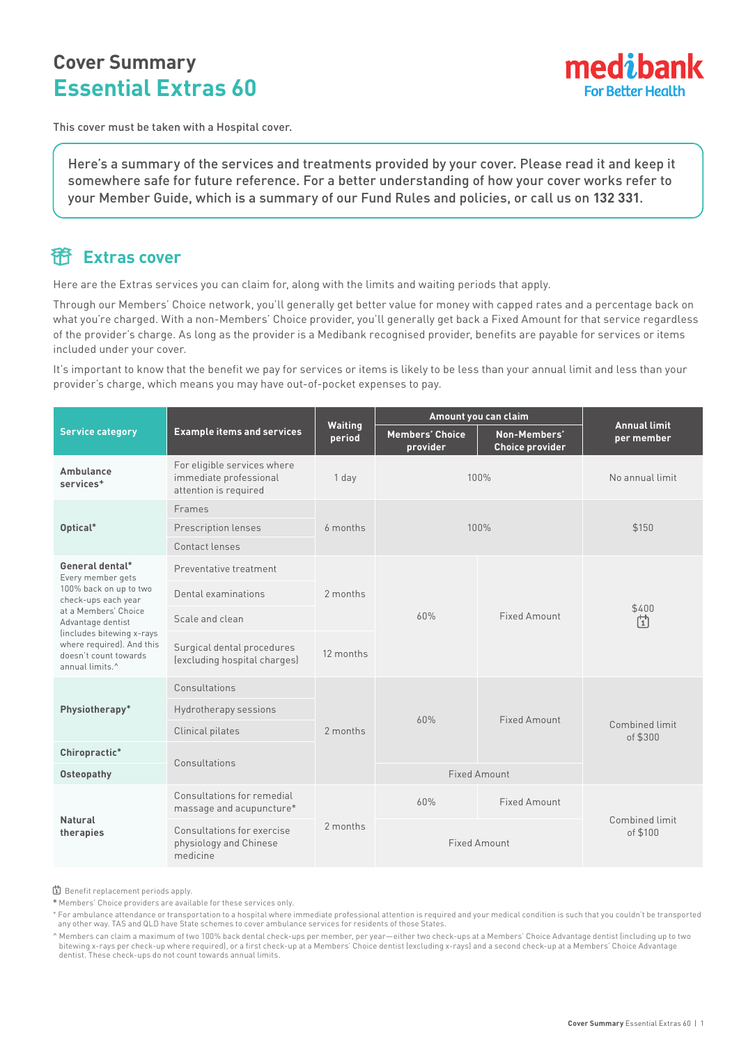# Cover Summary
## Essential Extras 60

This cover must be taken with a Hospital cover.

Here's a summary of the services and treatments provided by your cover. Please read it and keep it somewhere safe for future reference. For a better understanding of how your cover works refer to your Member Guide, which is a summary of our Fund Rules and policies, or call us on **132 331**.

## Extras cover

Here are the Extras services you can claim for, along with the limits and waiting periods that apply.

Through our Members' Choice network, you'll generally get better value for money with capped rates and a percentage back on what you're charged. With a non-Members' Choice provider, you'll generally get back a Fixed Amount for that service regardless of the provider's charge. As long as the provider is a Medibank recognised provider, benefits are payable for services or items included under your cover.

It's important to know that the benefit we pay for services or items is likely to be less than your annual limit and less than your provider's charge, which means you may have out-of-pocket expenses to pay.

| Service category | Example items and services | Waiting period | Amount you can claim | | Annual limit per member |
|---|---|---|---|---|---|
| | | | Members' Choice provider | Non-Members' Choice provider | |
| **Ambulance services⁺** | For eligible services where immediate professional attention is required | 1 day | 100% | | No annual limit |
| **Optical*** | Frames | 6 months | 100% | | $150 |
| | Prescription lenses | | | | |
| | Contact lenses | | | | |
| **General dental*** Every member gets 100% back on up to two check-ups each year at a Members' Choice Advantage dentist (includes bitewing x-rays where required). And this doesn't count towards annual limits.^ | Preventative treatment | 2 months | 60% | Fixed Amount | $400 (Benefit replacement periods apply) |
| | Dental examinations | | | | |
| | Scale and clean | | | | |
| | Surgical dental procedures (excluding hospital charges) | 12 months | | | |
| **Physiotherapy*** | Consultations | 2 months | 60% | Fixed Amount | Combined limit of $300 |
| | Hydrotherapy sessions | | | | |
| | Clinical pilates | | | | |
| **Chiropractic*** | Consultations | | | | |
| **Osteopathy** | | | Fixed Amount | | |
| **Natural therapies** | Consultations for remedial massage and acupuncture* | 2 months | 60% | Fixed Amount | Combined limit of $100 |
| | Consultations for exercise physiology and Chinese medicine | | Fixed Amount | | |

Benefit replacement periods apply.

\* Members' Choice providers are available for these services only.

⁺ For ambulance attendance or transportation to a hospital where immediate professional attention is required and your medical condition is such that you couldn't be transported any other way. TAS and QLD have State schemes to cover ambulance services for residents of those States.

^ Members can claim a maximum of two 100% back dental check-ups per member, per year—either two check-ups at a Members' Choice Advantage dentist (including up to two bitewing x-rays per check-up where required), or a first check-up at a Members' Choice dentist (excluding x-rays) and a second check-up at a Members' Choice Advantage dentist. These check-ups do not count towards annual limits.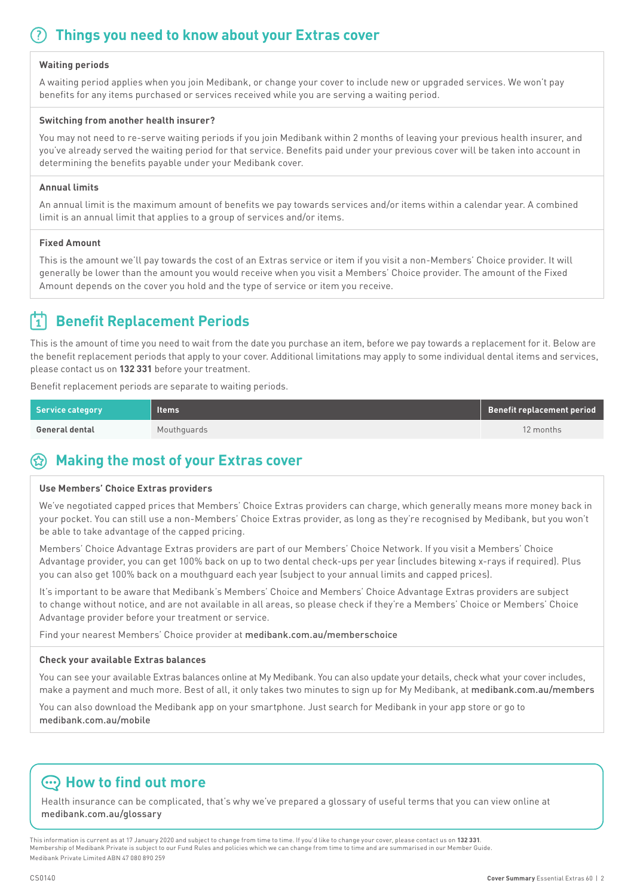## Things you need to know about your Extras cover

**Waiting periods**

A waiting period applies when you join Medibank, or change your cover to include new or upgraded services. We won't pay benefits for any items purchased or services received while you are serving a waiting period.

**Switching from another health insurer?**

You may not need to re-serve waiting periods if you join Medibank within 2 months of leaving your previous health insurer, and you've already served the waiting period for that service. Benefits paid under your previous cover will be taken into account in determining the benefits payable under your Medibank cover.

**Annual limits**

An annual limit is the maximum amount of benefits we pay towards services and/or items within a calendar year. A combined limit is an annual limit that applies to a group of services and/or items.

**Fixed Amount**

This is the amount we'll pay towards the cost of an Extras service or item if you visit a non-Members' Choice provider. It will generally be lower than the amount you would receive when you visit a Members' Choice provider. The amount of the Fixed Amount depends on the cover you hold and the type of service or item you receive.

## Benefit Replacement Periods

This is the amount of time you need to wait from the date you purchase an item, before we pay towards a replacement for it. Below are the benefit replacement periods that apply to your cover. Additional limitations may apply to some individual dental items and services, please contact us on **132 331** before your treatment.

Benefit replacement periods are separate to waiting periods.

| Service category | Items | Benefit replacement period |
|---|---|---|
| **General dental** | Mouthguards | 12 months |

## Making the most of your Extras cover

**Use Members' Choice Extras providers**

We've negotiated capped prices that Members' Choice Extras providers can charge, which generally means more money back in your pocket. You can still use a non-Members' Choice Extras provider, as long as they're recognised by Medibank, but you won't be able to take advantage of the capped pricing.

Members' Choice Advantage Extras providers are part of our Members' Choice Network. If you visit a Members' Choice Advantage provider, you can get 100% back on up to two dental check-ups per year (includes bitewing x-rays if required). Plus you can also get 100% back on a mouthguard each year (subject to your annual limits and capped prices).

It's important to be aware that Medibank's Members' Choice and Members' Choice Advantage Extras providers are subject to change without notice, and are not available in all areas, so please check if they're a Members' Choice or Members' Choice Advantage provider before your treatment or service.

Find your nearest Members' Choice provider at medibank.com.au/memberschoice

**Check your available Extras balances**

You can see your available Extras balances online at My Medibank. You can also update your details, check what your cover includes, make a payment and much more. Best of all, it only takes two minutes to sign up for My Medibank, at medibank.com.au/members

You can also download the Medibank app on your smartphone. Just search for Medibank in your app store or go to medibank.com.au/mobile

## How to find out more

Health insurance can be complicated, that's why we've prepared a glossary of useful terms that you can view online at medibank.com.au/glossary

This information is current as at 17 January 2020 and subject to change from time to time. If you'd like to change your cover, please contact us on **132 331**.
Membership of Medibank Private is subject to our Fund Rules and policies which we can change from time to time and are summarised in our Member Guide.
Medibank Private Limited ABN 47 080 890 259

CS0140